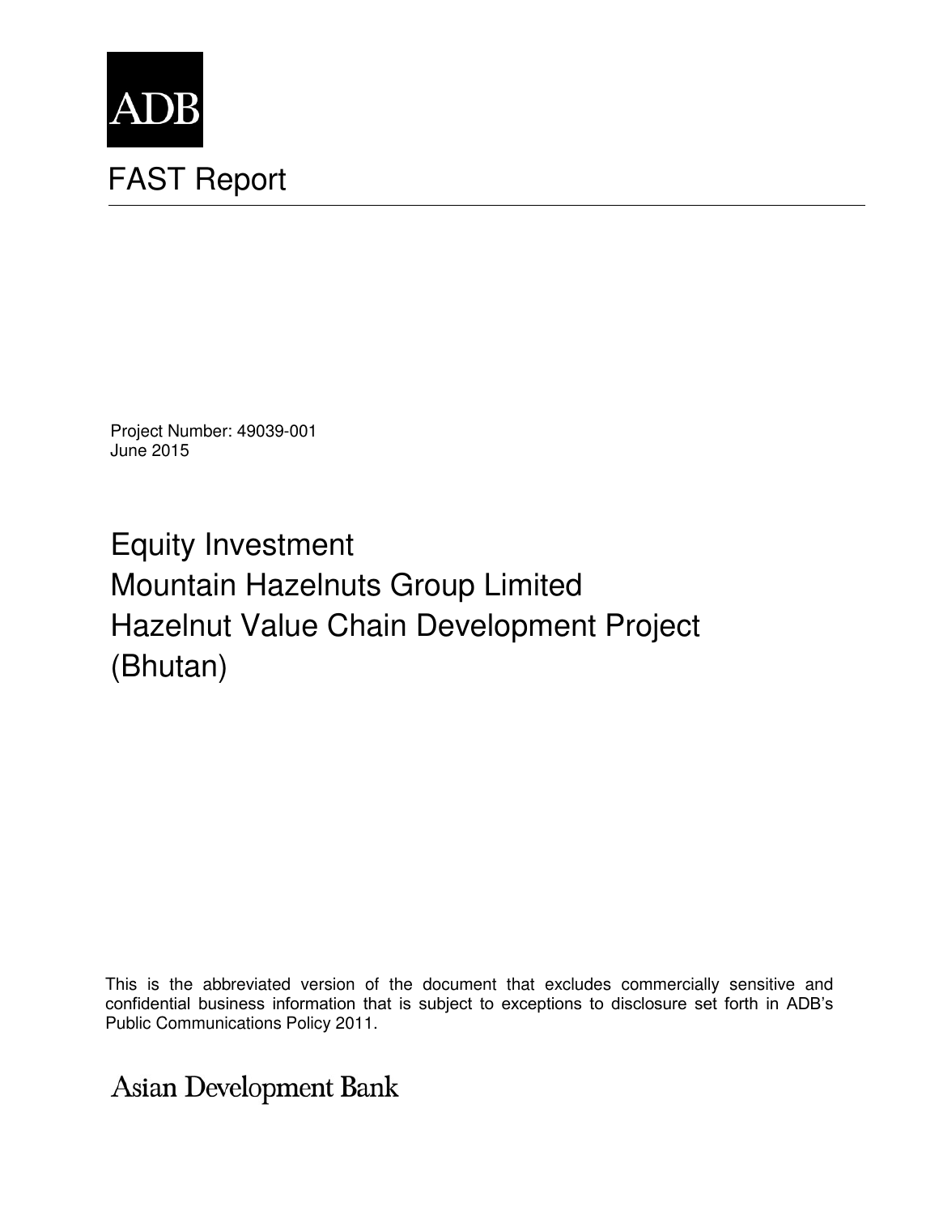ADB

# FAST Report

Project Number: 49039-001
June 2015

## Equity Investment
## Mountain Hazelnuts Group Limited
## Hazelnut Value Chain Development Project
## (Bhutan)

This is the abbreviated version of the document that excludes commercially sensitive and confidential business information that is subject to exceptions to disclosure set forth in ADB's Public Communications Policy 2011.

Asian Development Bank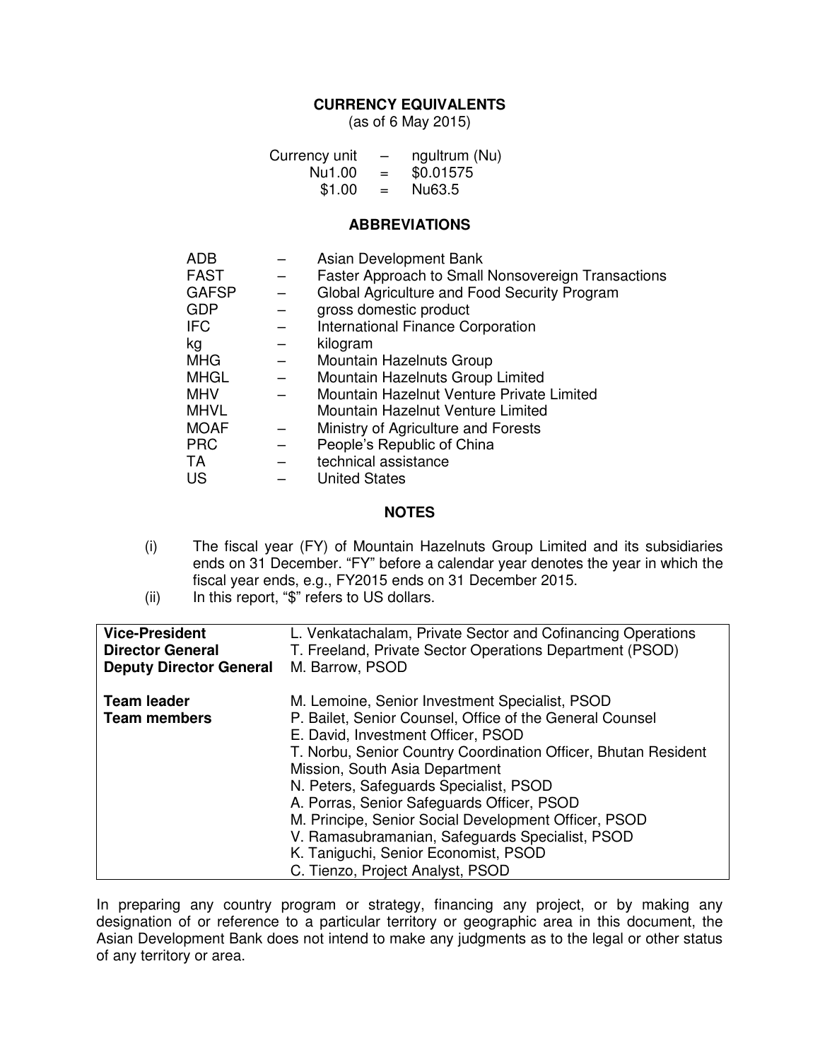## CURRENCY EQUIVALENTS

(as of 6 May 2015)

| | | |
|---|---|---|
| Currency unit | – | ngultrum (Nu) |
| Nu1.00 | = | $0.01575 |
| $1.00 | = | Nu63.5 |

## ABBREVIATIONS

| | | |
|---|---|---|
| ADB | – | Asian Development Bank |
| FAST | – | Faster Approach to Small Nonsovereign Transactions |
| GAFSP | – | Global Agriculture and Food Security Program |
| GDP | – | gross domestic product |
| IFC | – | International Finance Corporation |
| kg | – | kilogram |
| MHG | – | Mountain Hazelnuts Group |
| MHGL | – | Mountain Hazelnuts Group Limited |
| MHV | – | Mountain Hazelnut Venture Private Limited |
| MHVL | | Mountain Hazelnut Venture Limited |
| MOAF | – | Ministry of Agriculture and Forests |
| PRC | – | People's Republic of China |
| TA | – | technical assistance |
| US | – | United States |

## NOTES

(i) The fiscal year (FY) of Mountain Hazelnuts Group Limited and its subsidiaries ends on 31 December. "FY" before a calendar year denotes the year in which the fiscal year ends, e.g., FY2015 ends on 31 December 2015.

(ii) In this report, "$" refers to US dollars.

| | |
|---|---|
| **Vice-President** | L. Venkatachalam, Private Sector and Cofinancing Operations |
| **Director General** | T. Freeland, Private Sector Operations Department (PSOD) |
| **Deputy Director General** | M. Barrow, PSOD |
| | |
| **Team leader** | M. Lemoine, Senior Investment Specialist, PSOD |
| **Team members** | P. Bailet, Senior Counsel, Office of the General Counsel |
| | E. David, Investment Officer, PSOD |
| | T. Norbu, Senior Country Coordination Officer, Bhutan Resident Mission, South Asia Department |
| | N. Peters, Safeguards Specialist, PSOD |
| | A. Porras, Senior Safeguards Officer, PSOD |
| | M. Principe, Senior Social Development Officer, PSOD |
| | V. Ramasubramanian, Safeguards Specialist, PSOD |
| | K. Taniguchi, Senior Economist, PSOD |
| | C. Tienzo, Project Analyst, PSOD |

In preparing any country program or strategy, financing any project, or by making any designation of or reference to a particular territory or geographic area in this document, the Asian Development Bank does not intend to make any judgments as to the legal or other status of any territory or area.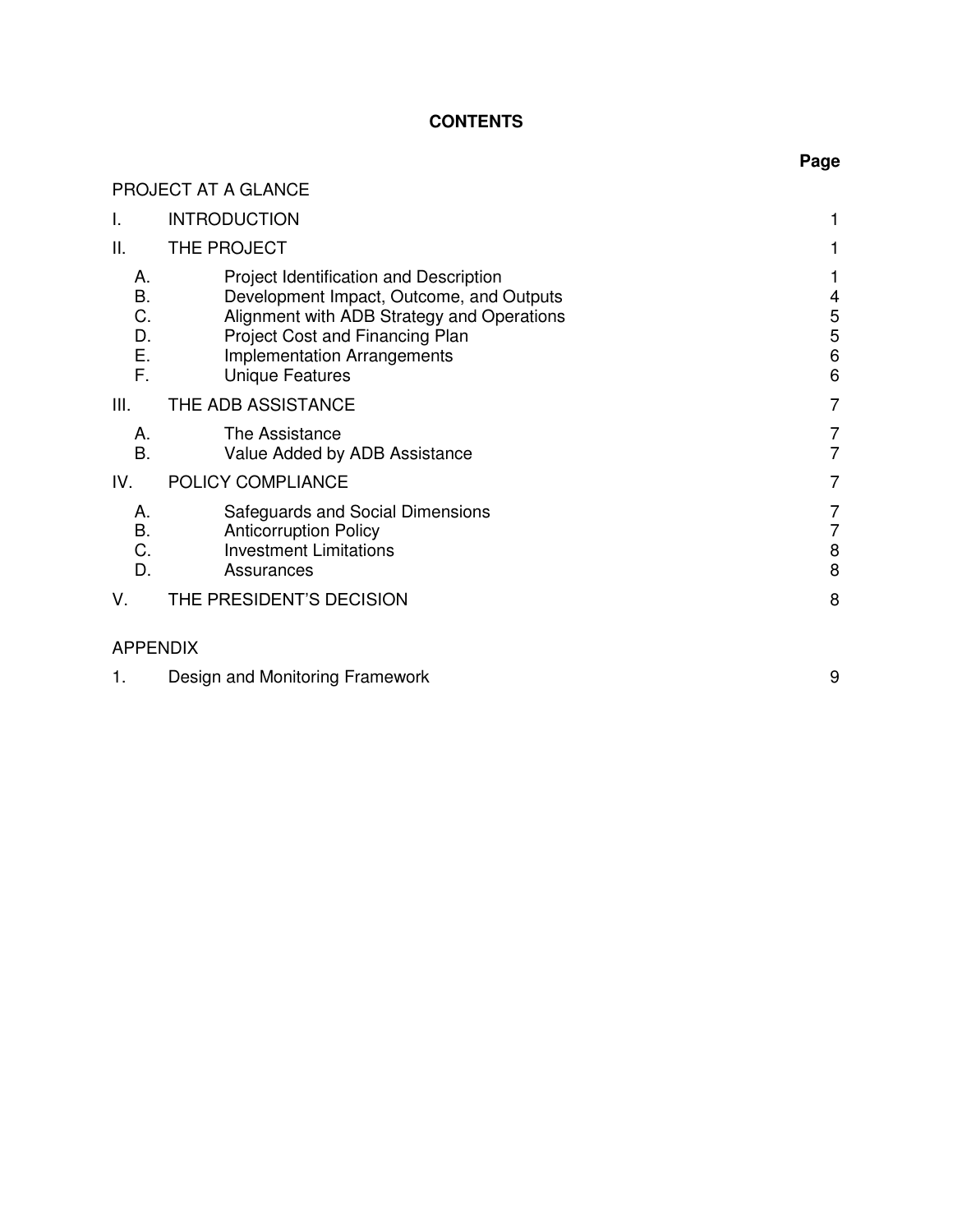# CONTENTS

| | | Page |
|---|---|---|
| PROJECT AT A GLANCE | | |
| I. | INTRODUCTION | 1 |
| II. | THE PROJECT | 1 |
| A. | Project Identification and Description | 1 |
| B. | Development Impact, Outcome, and Outputs | 4 |
| C. | Alignment with ADB Strategy and Operations | 5 |
| D. | Project Cost and Financing Plan | 5 |
| E. | Implementation Arrangements | 6 |
| F. | Unique Features | 6 |
| III. | THE ADB ASSISTANCE | 7 |
| A. | The Assistance | 7 |
| B. | Value Added by ADB Assistance | 7 |
| IV. | POLICY COMPLIANCE | 7 |
| A. | Safeguards and Social Dimensions | 7 |
| B. | Anticorruption Policy | 7 |
| C. | Investment Limitations | 8 |
| D. | Assurances | 8 |
| V. | THE PRESIDENT'S DECISION | 8 |
| APPENDIX | | |
| 1. | Design and Monitoring Framework | 9 |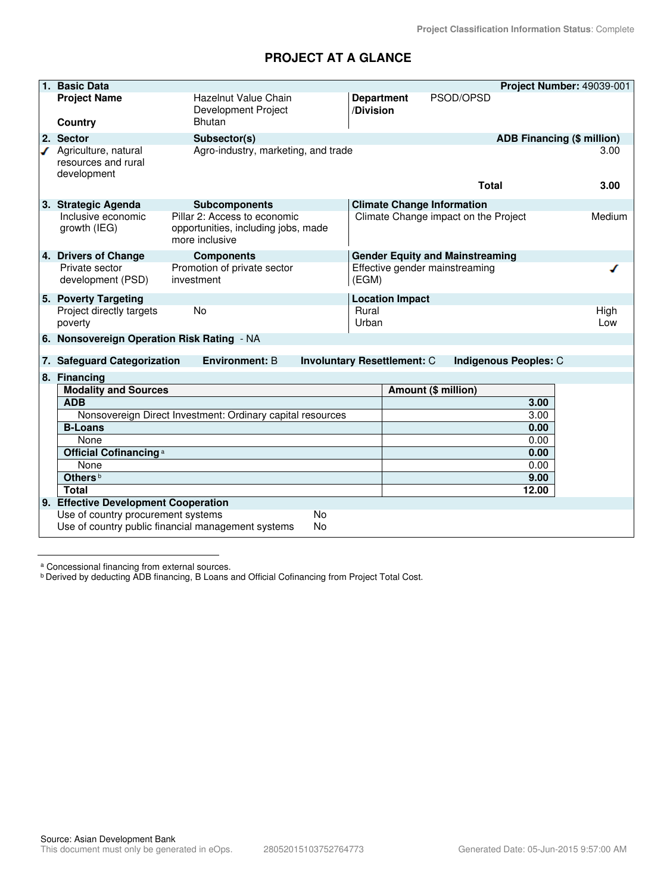Project Classification Information Status: Complete

# PROJECT AT A GLANCE

| 1. Basic Data | | | Project Number: 49039-001 |
|---|---|---|---|
| Project Name | Hazelnut Value Chain Development Project | Department /Division | PSOD/OPSD |
| Country | Bhutan | | |

| 2. Sector | Subsector(s) | ADB Financing ($ million) |
|---|---|---|
| ✓ Agriculture, natural resources and rural development | Agro-industry, marketing, and trade | 3.00 |
| | Total | 3.00 |

| 3. Strategic Agenda | Subcomponents | Climate Change Information | |
|---|---|---|---|
| Inclusive economic growth (IEG) | Pillar 2: Access to economic opportunities, including jobs, made more inclusive | Climate Change impact on the Project | Medium |

| 4. Drivers of Change | Components | Gender Equity and Mainstreaming | |
|---|---|---|---|
| Private sector development (PSD) | Promotion of private sector investment | Effective gender mainstreaming (EGM) | ✓ |

| 5. Poverty Targeting | | Location Impact | |
|---|---|---|---|
| Project directly targets poverty | No | Rural | High |
| | | Urban | Low |

**6. Nonsovereign Operation Risk Rating** - NA

**7. Safeguard Categorization** — **Environment:** B — **Involuntary Resettlement:** C — **Indigenous Peoples:** C

**8. Financing**

| Modality and Sources | Amount ($ million) |
|---|---|
| **ADB** | **3.00** |
| Nonsovereign Direct Investment: Ordinary capital resources | 3.00 |
| **B-Loans** | **0.00** |
| None | 0.00 |
| **Official Cofinancing** [a] | **0.00** |
| None | 0.00 |
| **Others** [b] | **9.00** |
| **Total** | **12.00** |

**9. Effective Development Cooperation**

| | |
|---|---|
| Use of country procurement systems | No |
| Use of country public financial management systems | No |

---

[a] Concessional financing from external sources.

[b] Derived by deducting ADB financing, B Loans and Official Cofinancing from Project Total Cost.

Source: Asian Development Bank

This document must only be generated in eOps. 28052015103752764773 Generated Date: 05-Jun-2015 9:57:00 AM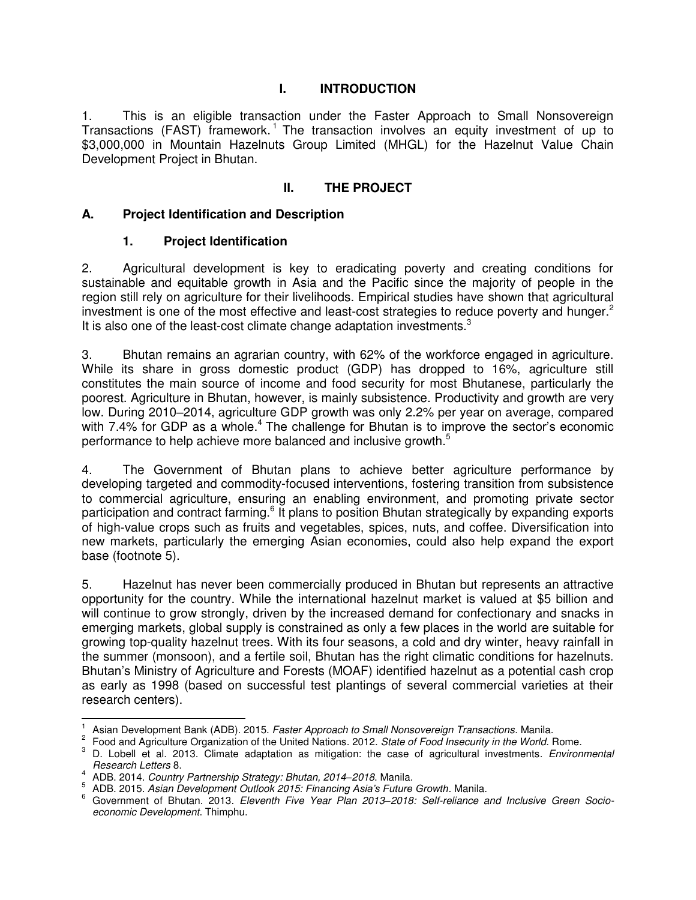# I. INTRODUCTION

1. This is an eligible transaction under the Faster Approach to Small Nonsovereign Transactions (FAST) framework.[1] The transaction involves an equity investment of up to $3,000,000 in Mountain Hazelnuts Group Limited (MHGL) for the Hazelnut Value Chain Development Project in Bhutan.

# II. THE PROJECT

## A. Project Identification and Description

### 1. Project Identification

2. Agricultural development is key to eradicating poverty and creating conditions for sustainable and equitable growth in Asia and the Pacific since the majority of people in the region still rely on agriculture for their livelihoods. Empirical studies have shown that agricultural investment is one of the most effective and least-cost strategies to reduce poverty and hunger.[2] It is also one of the least-cost climate change adaptation investments.[3]

3. Bhutan remains an agrarian country, with 62% of the workforce engaged in agriculture. While its share in gross domestic product (GDP) has dropped to 16%, agriculture still constitutes the main source of income and food security for most Bhutanese, particularly the poorest. Agriculture in Bhutan, however, is mainly subsistence. Productivity and growth are very low. During 2010–2014, agriculture GDP growth was only 2.2% per year on average, compared with 7.4% for GDP as a whole.[4] The challenge for Bhutan is to improve the sector's economic performance to help achieve more balanced and inclusive growth.[5]

4. The Government of Bhutan plans to achieve better agriculture performance by developing targeted and commodity-focused interventions, fostering transition from subsistence to commercial agriculture, ensuring an enabling environment, and promoting private sector participation and contract farming.[6] It plans to position Bhutan strategically by expanding exports of high-value crops such as fruits and vegetables, spices, nuts, and coffee. Diversification into new markets, particularly the emerging Asian economies, could also help expand the export base (footnote 5).

5. Hazelnut has never been commercially produced in Bhutan but represents an attractive opportunity for the country. While the international hazelnut market is valued at $5 billion and will continue to grow strongly, driven by the increased demand for confectionary and snacks in emerging markets, global supply is constrained as only a few places in the world are suitable for growing top-quality hazelnut trees. With its four seasons, a cold and dry winter, heavy rainfall in the summer (monsoon), and a fertile soil, Bhutan has the right climatic conditions for hazelnuts. Bhutan's Ministry of Agriculture and Forests (MOAF) identified hazelnut as a potential cash crop as early as 1998 (based on successful test plantings of several commercial varieties at their research centers).

---

[1] Asian Development Bank (ADB). 2015. *Faster Approach to Small Nonsovereign Transactions*. Manila.

[2] Food and Agriculture Organization of the United Nations. 2012. *State of Food Insecurity in the World*. Rome.

[3] D. Lobell et al. 2013. Climate adaptation as mitigation: the case of agricultural investments. *Environmental Research Letters* 8.

[4] ADB. 2014. *Country Partnership Strategy: Bhutan, 2014–2018*. Manila.

[5] ADB. 2015. *Asian Development Outlook 2015: Financing Asia's Future Growth*. Manila.

[6] Government of Bhutan. 2013. *Eleventh Five Year Plan 2013–2018: Self-reliance and Inclusive Green Socio-economic Development*. Thimphu.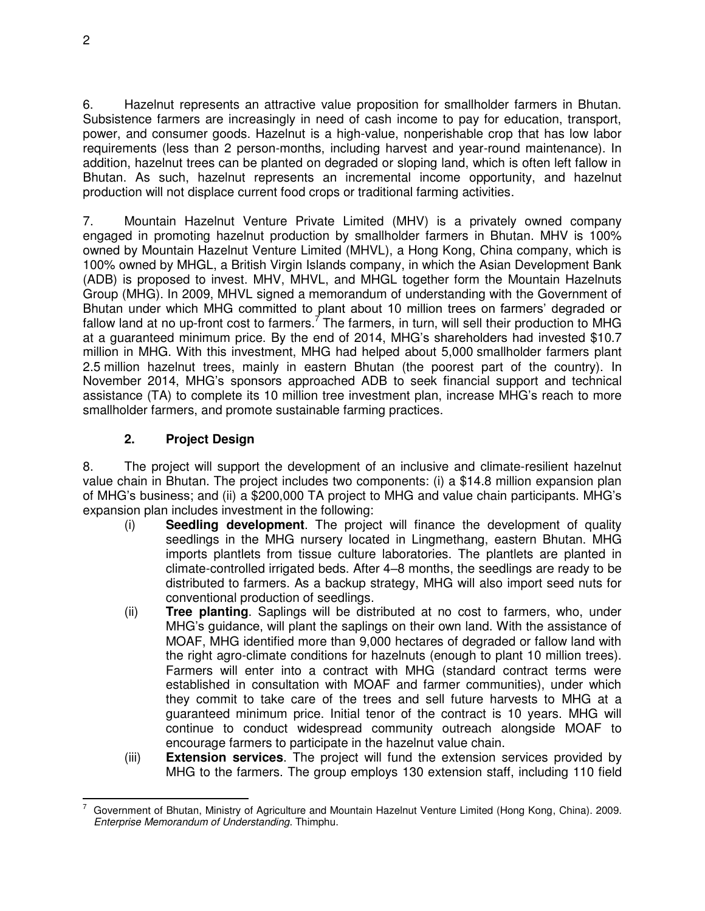6. Hazelnut represents an attractive value proposition for smallholder farmers in Bhutan. Subsistence farmers are increasingly in need of cash income to pay for education, transport, power, and consumer goods. Hazelnut is a high-value, nonperishable crop that has low labor requirements (less than 2 person-months, including harvest and year-round maintenance). In addition, hazelnut trees can be planted on degraded or sloping land, which is often left fallow in Bhutan. As such, hazelnut represents an incremental income opportunity, and hazelnut production will not displace current food crops or traditional farming activities.

7. Mountain Hazelnut Venture Private Limited (MHV) is a privately owned company engaged in promoting hazelnut production by smallholder farmers in Bhutan. MHV is 100% owned by Mountain Hazelnut Venture Limited (MHVL), a Hong Kong, China company, which is 100% owned by MHGL, a British Virgin Islands company, in which the Asian Development Bank (ADB) is proposed to invest. MHV, MHVL, and MHGL together form the Mountain Hazelnuts Group (MHG). In 2009, MHVL signed a memorandum of understanding with the Government of Bhutan under which MHG committed to plant about 10 million trees on farmers' degraded or fallow land at no up-front cost to farmers.[7] The farmers, in turn, will sell their production to MHG at a guaranteed minimum price. By the end of 2014, MHG's shareholders had invested $10.7 million in MHG. With this investment, MHG had helped about 5,000 smallholder farmers plant 2.5 million hazelnut trees, mainly in eastern Bhutan (the poorest part of the country). In November 2014, MHG's sponsors approached ADB to seek financial support and technical assistance (TA) to complete its 10 million tree investment plan, increase MHG's reach to more smallholder farmers, and promote sustainable farming practices.

### 2. Project Design

8. The project will support the development of an inclusive and climate-resilient hazelnut value chain in Bhutan. The project includes two components: (i) a $14.8 million expansion plan of MHG's business; and (ii) a $200,000 TA project to MHG and value chain participants. MHG's expansion plan includes investment in the following:

(i) **Seedling development**. The project will finance the development of quality seedlings in the MHG nursery located in Lingmethang, eastern Bhutan. MHG imports plantlets from tissue culture laboratories. The plantlets are planted in climate-controlled irrigated beds. After 4–8 months, the seedlings are ready to be distributed to farmers. As a backup strategy, MHG will also import seed nuts for conventional production of seedlings.

(ii) **Tree planting**. Saplings will be distributed at no cost to farmers, who, under MHG's guidance, will plant the saplings on their own land. With the assistance of MOAF, MHG identified more than 9,000 hectares of degraded or fallow land with the right agro-climate conditions for hazelnuts (enough to plant 10 million trees). Farmers will enter into a contract with MHG (standard contract terms were established in consultation with MOAF and farmer communities), under which they commit to take care of the trees and sell future harvests to MHG at a guaranteed minimum price. Initial tenor of the contract is 10 years. MHG will continue to conduct widespread community outreach alongside MOAF to encourage farmers to participate in the hazelnut value chain.

(iii) **Extension services**. The project will fund the extension services provided by MHG to the farmers. The group employs 130 extension staff, including 110 field

---

[7] Government of Bhutan, Ministry of Agriculture and Mountain Hazelnut Venture Limited (Hong Kong, China). 2009. *Enterprise Memorandum of Understanding*. Thimphu.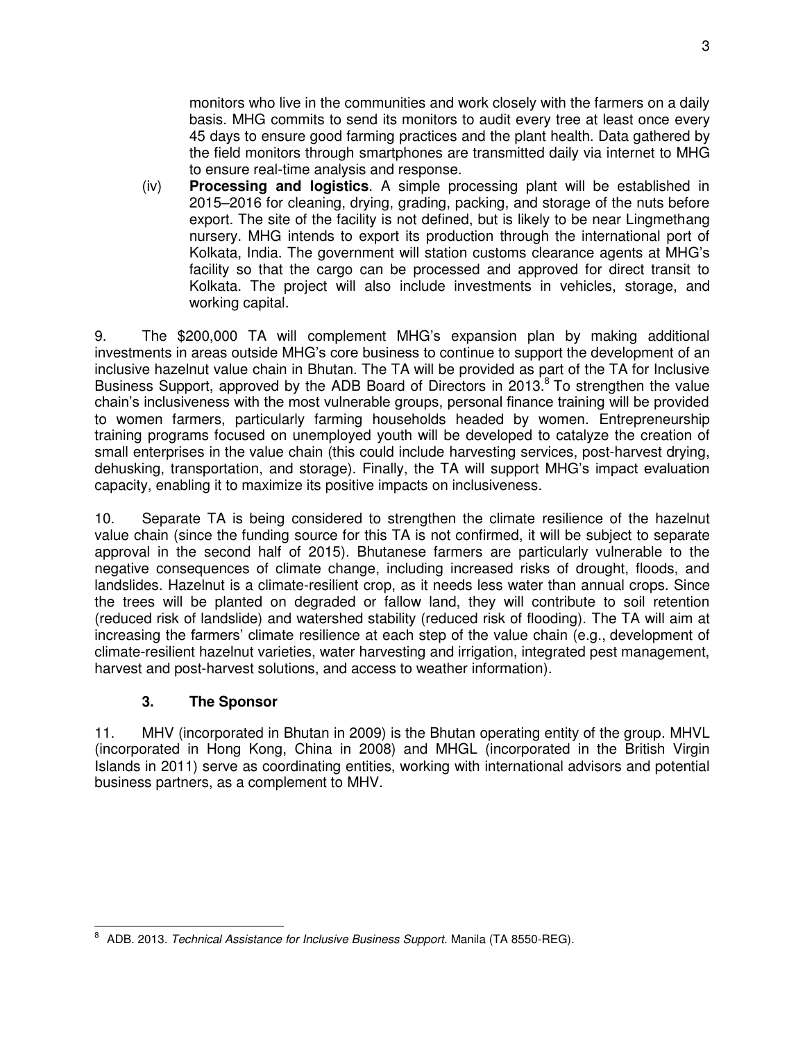monitors who live in the communities and work closely with the farmers on a daily basis. MHG commits to send its monitors to audit every tree at least once every 45 days to ensure good farming practices and the plant health. Data gathered by the field monitors through smartphones are transmitted daily via internet to MHG to ensure real-time analysis and response.

(iv) **Processing and logistics**. A simple processing plant will be established in 2015–2016 for cleaning, drying, grading, packing, and storage of the nuts before export. The site of the facility is not defined, but is likely to be near Lingmethang nursery. MHG intends to export its production through the international port of Kolkata, India. The government will station customs clearance agents at MHG's facility so that the cargo can be processed and approved for direct transit to Kolkata. The project will also include investments in vehicles, storage, and working capital.

9. The $200,000 TA will complement MHG's expansion plan by making additional investments in areas outside MHG's core business to continue to support the development of an inclusive hazelnut value chain in Bhutan. The TA will be provided as part of the TA for Inclusive Business Support, approved by the ADB Board of Directors in 2013.[8] To strengthen the value chain's inclusiveness with the most vulnerable groups, personal finance training will be provided to women farmers, particularly farming households headed by women. Entrepreneurship training programs focused on unemployed youth will be developed to catalyze the creation of small enterprises in the value chain (this could include harvesting services, post-harvest drying, dehusking, transportation, and storage). Finally, the TA will support MHG's impact evaluation capacity, enabling it to maximize its positive impacts on inclusiveness.

10. Separate TA is being considered to strengthen the climate resilience of the hazelnut value chain (since the funding source for this TA is not confirmed, it will be subject to separate approval in the second half of 2015). Bhutanese farmers are particularly vulnerable to the negative consequences of climate change, including increased risks of drought, floods, and landslides. Hazelnut is a climate-resilient crop, as it needs less water than annual crops. Since the trees will be planted on degraded or fallow land, they will contribute to soil retention (reduced risk of landslide) and watershed stability (reduced risk of flooding). The TA will aim at increasing the farmers' climate resilience at each step of the value chain (e.g., development of climate-resilient hazelnut varieties, water harvesting and irrigation, integrated pest management, harvest and post-harvest solutions, and access to weather information).

### 3. The Sponsor

11. MHV (incorporated in Bhutan in 2009) is the Bhutan operating entity of the group. MHVL (incorporated in Hong Kong, China in 2008) and MHGL (incorporated in the British Virgin Islands in 2011) serve as coordinating entities, working with international advisors and potential business partners, as a complement to MHV.

---

[8] ADB. 2013. *Technical Assistance for Inclusive Business Support.* Manila (TA 8550-REG).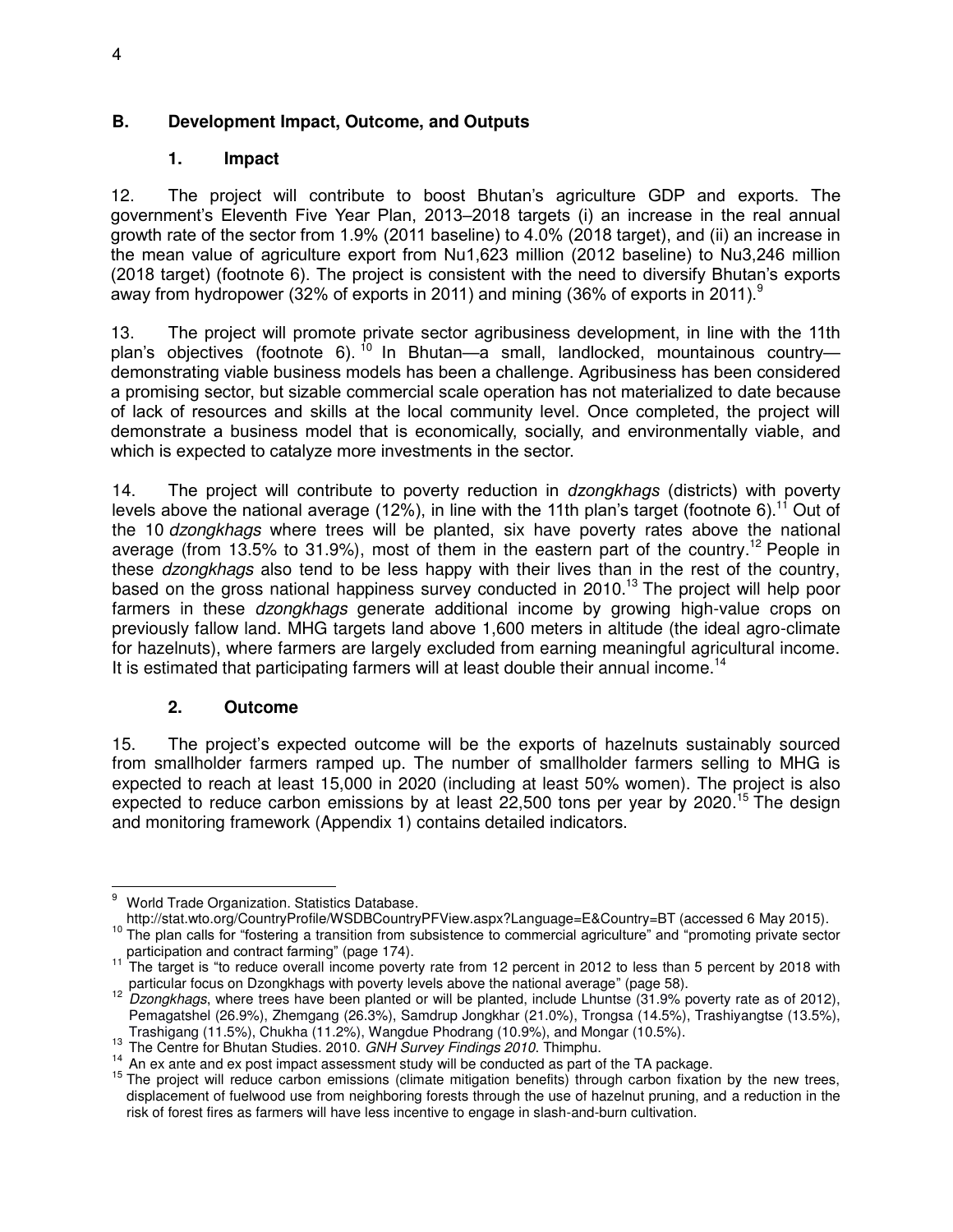## B. Development Impact, Outcome, and Outputs

### 1. Impact

12. The project will contribute to boost Bhutan's agriculture GDP and exports. The government's Eleventh Five Year Plan, 2013–2018 targets (i) an increase in the real annual growth rate of the sector from 1.9% (2011 baseline) to 4.0% (2018 target), and (ii) an increase in the mean value of agriculture export from Nu1,623 million (2012 baseline) to Nu3,246 million (2018 target) (footnote 6). The project is consistent with the need to diversify Bhutan's exports away from hydropower (32% of exports in 2011) and mining (36% of exports in 2011).[9]

13. The project will promote private sector agribusiness development, in line with the 11th plan's objectives (footnote 6).[10] In Bhutan—a small, landlocked, mountainous country—demonstrating viable business models has been a challenge. Agribusiness has been considered a promising sector, but sizable commercial scale operation has not materialized to date because of lack of resources and skills at the local community level. Once completed, the project will demonstrate a business model that is economically, socially, and environmentally viable, and which is expected to catalyze more investments in the sector.

14. The project will contribute to poverty reduction in *dzongkhags* (districts) with poverty levels above the national average (12%), in line with the 11th plan's target (footnote 6).[11] Out of the 10 *dzongkhags* where trees will be planted, six have poverty rates above the national average (from 13.5% to 31.9%), most of them in the eastern part of the country.[12] People in these *dzongkhags* also tend to be less happy with their lives than in the rest of the country, based on the gross national happiness survey conducted in 2010.[13] The project will help poor farmers in these *dzongkhags* generate additional income by growing high-value crops on previously fallow land. MHG targets land above 1,600 meters in altitude (the ideal agro-climate for hazelnuts), where farmers are largely excluded from earning meaningful agricultural income. It is estimated that participating farmers will at least double their annual income.[14]

### 2. Outcome

15. The project's expected outcome will be the exports of hazelnuts sustainably sourced from smallholder farmers ramped up. The number of smallholder farmers selling to MHG is expected to reach at least 15,000 in 2020 (including at least 50% women). The project is also expected to reduce carbon emissions by at least 22,500 tons per year by 2020.[15] The design and monitoring framework (Appendix 1) contains detailed indicators.

---

[9] World Trade Organization. Statistics Database. http://stat.wto.org/CountryProfile/WSDBCountryPFView.aspx?Language=E&Country=BT (accessed 6 May 2015).

[10] The plan calls for "fostering a transition from subsistence to commercial agriculture" and "promoting private sector participation and contract farming" (page 174).

[11] The target is "to reduce overall income poverty rate from 12 percent in 2012 to less than 5 percent by 2018 with particular focus on Dzongkhags with poverty levels above the national average" (page 58).

[12] *Dzongkhags*, where trees have been planted or will be planted, include Lhuntse (31.9% poverty rate as of 2012), Pemagatshel (26.9%), Zhemgang (26.3%), Samdrup Jongkhar (21.0%), Trongsa (14.5%), Trashiyangtse (13.5%), Trashigang (11.5%), Chukha (11.2%), Wangdue Phodrang (10.9%), and Mongar (10.5%).

[13] The Centre for Bhutan Studies. 2010. *GNH Survey Findings 2010*. Thimphu.

[14] An ex ante and ex post impact assessment study will be conducted as part of the TA package.

[15] The project will reduce carbon emissions (climate mitigation benefits) through carbon fixation by the new trees, displacement of fuelwood use from neighboring forests through the use of hazelnut pruning, and a reduction in the risk of forest fires as farmers will have less incentive to engage in slash-and-burn cultivation.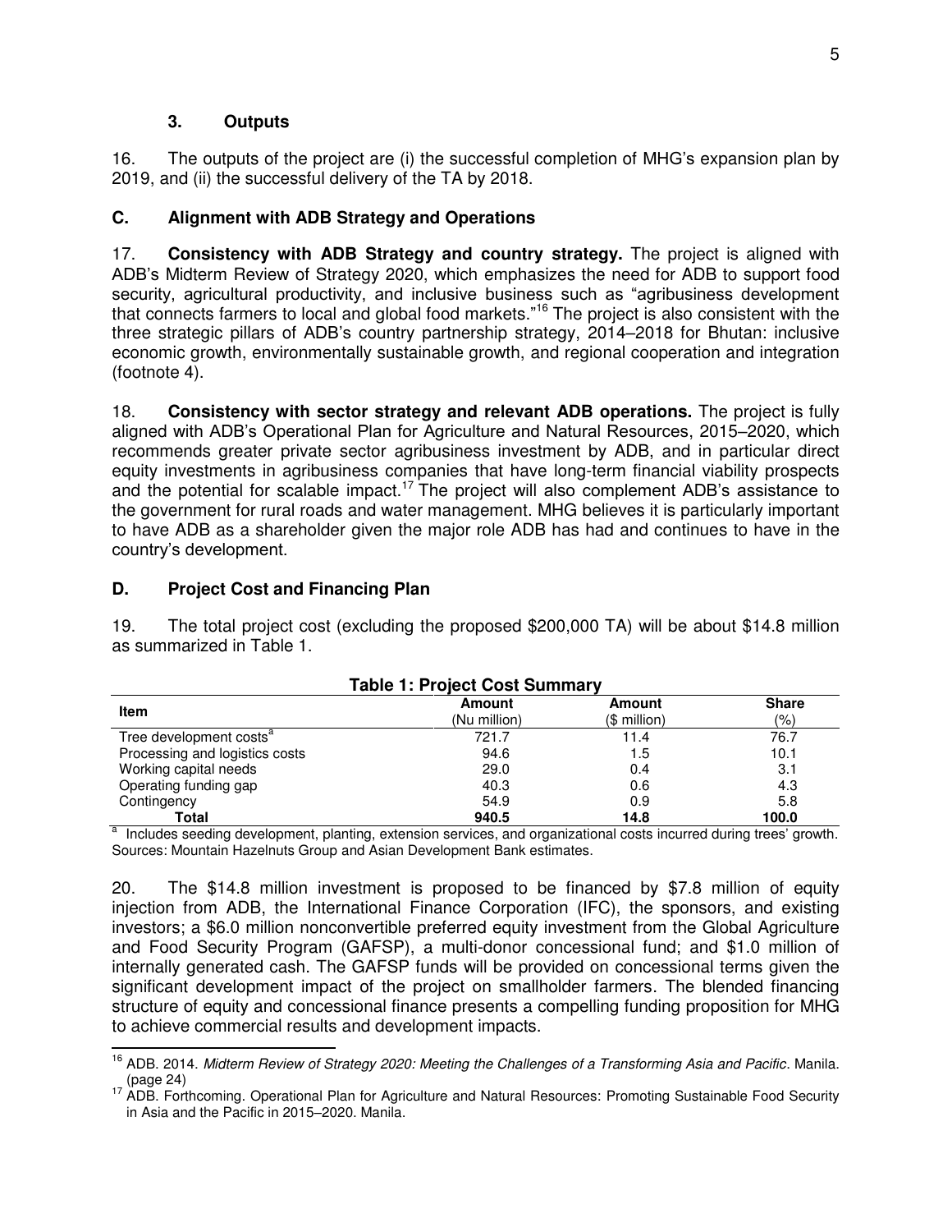### 3. Outputs

16. The outputs of the project are (i) the successful completion of MHG's expansion plan by 2019, and (ii) the successful delivery of the TA by 2018.

## C. Alignment with ADB Strategy and Operations

17. **Consistency with ADB Strategy and country strategy.** The project is aligned with ADB's Midterm Review of Strategy 2020, which emphasizes the need for ADB to support food security, agricultural productivity, and inclusive business such as "agribusiness development that connects farmers to local and global food markets."[16] The project is also consistent with the three strategic pillars of ADB's country partnership strategy, 2014–2018 for Bhutan: inclusive economic growth, environmentally sustainable growth, and regional cooperation and integration (footnote 4).

18. **Consistency with sector strategy and relevant ADB operations.** The project is fully aligned with ADB's Operational Plan for Agriculture and Natural Resources, 2015–2020, which recommends greater private sector agribusiness investment by ADB, and in particular direct equity investments in agribusiness companies that have long-term financial viability prospects and the potential for scalable impact.[17] The project will also complement ADB's assistance to the government for rural roads and water management. MHG believes it is particularly important to have ADB as a shareholder given the major role ADB has had and continues to have in the country's development.

## D. Project Cost and Financing Plan

19. The total project cost (excluding the proposed $200,000 TA) will be about $14.8 million as summarized in Table 1.

**Table 1: Project Cost Summary**

| Item | Amount (Nu million) | Amount ($ million) | Share (%) |
|---|---|---|---|
| Tree development costs[a] | 721.7 | 11.4 | 76.7 |
| Processing and logistics costs | 94.6 | 1.5 | 10.1 |
| Working capital needs | 29.0 | 0.4 | 3.1 |
| Operating funding gap | 40.3 | 0.6 | 4.3 |
| Contingency | 54.9 | 0.9 | 5.8 |
| **Total** | **940.5** | **14.8** | **100.0** |

[a] Includes seeding development, planting, extension services, and organizational costs incurred during trees' growth.
Sources: Mountain Hazelnuts Group and Asian Development Bank estimates.

20. The $14.8 million investment is proposed to be financed by $7.8 million of equity injection from ADB, the International Finance Corporation (IFC), the sponsors, and existing investors; a $6.0 million nonconvertible preferred equity investment from the Global Agriculture and Food Security Program (GAFSP), a multi-donor concessional fund; and $1.0 million of internally generated cash. The GAFSP funds will be provided on concessional terms given the significant development impact of the project on smallholder farmers. The blended financing structure of equity and concessional finance presents a compelling funding proposition for MHG to achieve commercial results and development impacts.

---

[16] ADB. 2014. *Midterm Review of Strategy 2020: Meeting the Challenges of a Transforming Asia and Pacific*. Manila. (page 24)

[17] ADB. Forthcoming. Operational Plan for Agriculture and Natural Resources: Promoting Sustainable Food Security in Asia and the Pacific in 2015–2020. Manila.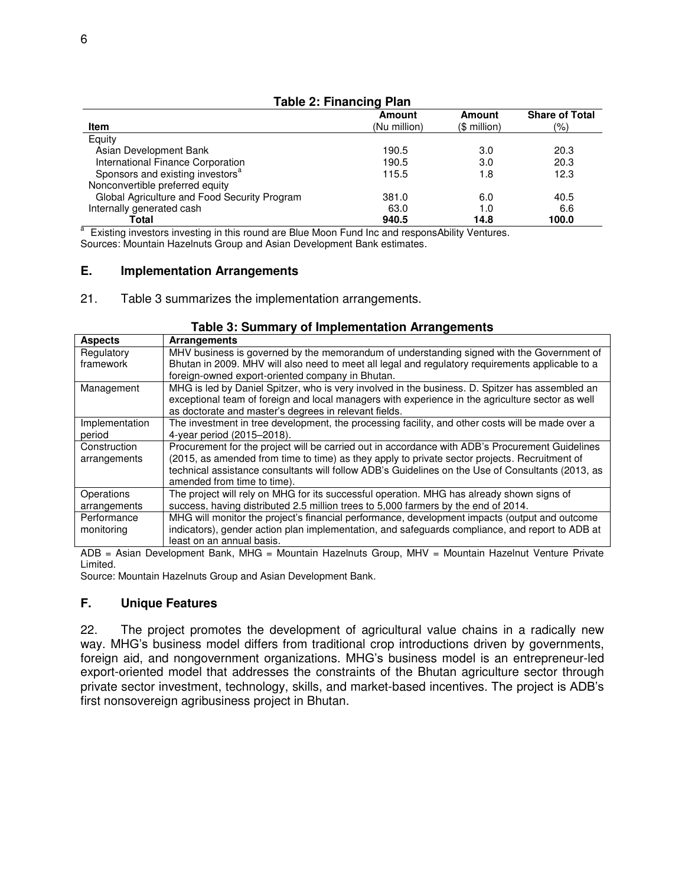**Table 2: Financing Plan**

| Item | Amount (Nu million) | Amount ($ million) | Share of Total (%) |
|---|---|---|---|
| Equity | | | |
| Asian Development Bank | 190.5 | 3.0 | 20.3 |
| International Finance Corporation | 190.5 | 3.0 | 20.3 |
| Sponsors and existing investors[a] | 115.5 | 1.8 | 12.3 |
| Nonconvertible preferred equity | | | |
| Global Agriculture and Food Security Program | 381.0 | 6.0 | 40.5 |
| Internally generated cash | 63.0 | 1.0 | 6.6 |
| **Total** | **940.5** | **14.8** | **100.0** |

[a] Existing investors investing in this round are Blue Moon Fund Inc and responsAbility Ventures.
Sources: Mountain Hazelnuts Group and Asian Development Bank estimates.

## E. Implementation Arrangements

21. Table 3 summarizes the implementation arrangements.

**Table 3: Summary of Implementation Arrangements**

| Aspects | Arrangements |
|---|---|
| Regulatory framework | MHV business is governed by the memorandum of understanding signed with the Government of Bhutan in 2009. MHV will also need to meet all legal and regulatory requirements applicable to a foreign-owned export-oriented company in Bhutan. |
| Management | MHG is led by Daniel Spitzer, who is very involved in the business. D. Spitzer has assembled an exceptional team of foreign and local managers with experience in the agriculture sector as well as doctorate and master's degrees in relevant fields. |
| Implementation period | The investment in tree development, the processing facility, and other costs will be made over a 4-year period (2015–2018). |
| Construction arrangements | Procurement for the project will be carried out in accordance with ADB's Procurement Guidelines (2015, as amended from time to time) as they apply to private sector projects. Recruitment of technical assistance consultants will follow ADB's Guidelines on the Use of Consultants (2013, as amended from time to time). |
| Operations arrangements | The project will rely on MHG for its successful operation. MHG has already shown signs of success, having distributed 2.5 million trees to 5,000 farmers by the end of 2014. |
| Performance monitoring | MHG will monitor the project's financial performance, development impacts (output and outcome indicators), gender action plan implementation, and safeguards compliance, and report to ADB at least on an annual basis. |

ADB = Asian Development Bank, MHG = Mountain Hazelnuts Group, MHV = Mountain Hazelnut Venture Private Limited.
Source: Mountain Hazelnuts Group and Asian Development Bank.

## F. Unique Features

22. The project promotes the development of agricultural value chains in a radically new way. MHG's business model differs from traditional crop introductions driven by governments, foreign aid, and nongovernment organizations. MHG's business model is an entrepreneur-led export-oriented model that addresses the constraints of the Bhutan agriculture sector through private sector investment, technology, skills, and market-based incentives. The project is ADB's first nonsovereign agribusiness project in Bhutan.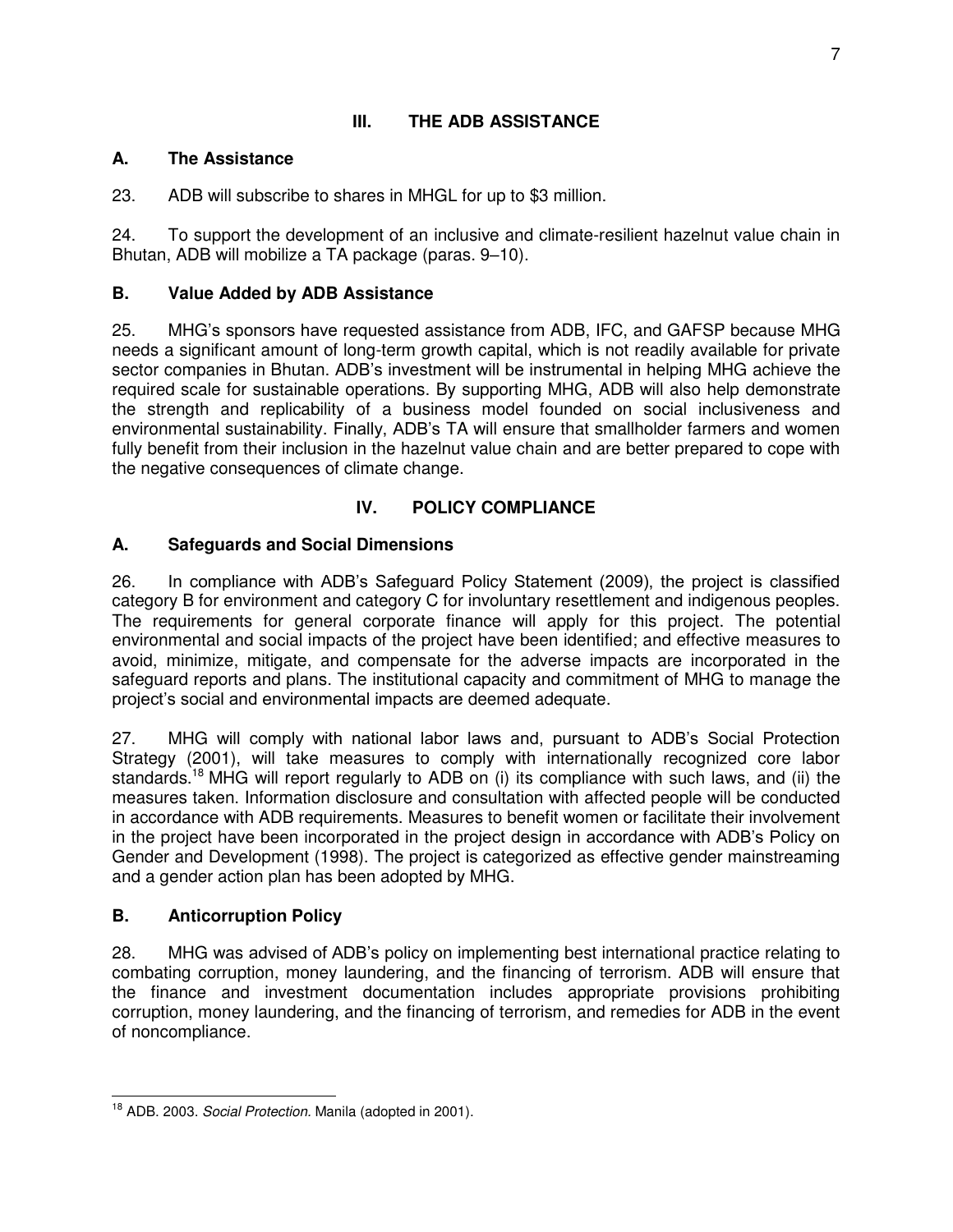## III. THE ADB ASSISTANCE

### A. The Assistance

23. ADB will subscribe to shares in MHGL for up to $3 million.

24. To support the development of an inclusive and climate-resilient hazelnut value chain in Bhutan, ADB will mobilize a TA package (paras. 9–10).

### B. Value Added by ADB Assistance

25. MHG's sponsors have requested assistance from ADB, IFC, and GAFSP because MHG needs a significant amount of long-term growth capital, which is not readily available for private sector companies in Bhutan. ADB's investment will be instrumental in helping MHG achieve the required scale for sustainable operations. By supporting MHG, ADB will also help demonstrate the strength and replicability of a business model founded on social inclusiveness and environmental sustainability. Finally, ADB's TA will ensure that smallholder farmers and women fully benefit from their inclusion in the hazelnut value chain and are better prepared to cope with the negative consequences of climate change.

## IV. POLICY COMPLIANCE

### A. Safeguards and Social Dimensions

26. In compliance with ADB's Safeguard Policy Statement (2009), the project is classified category B for environment and category C for involuntary resettlement and indigenous peoples. The requirements for general corporate finance will apply for this project. The potential environmental and social impacts of the project have been identified; and effective measures to avoid, minimize, mitigate, and compensate for the adverse impacts are incorporated in the safeguard reports and plans. The institutional capacity and commitment of MHG to manage the project's social and environmental impacts are deemed adequate.

27. MHG will comply with national labor laws and, pursuant to ADB's Social Protection Strategy (2001), will take measures to comply with internationally recognized core labor standards.[18] MHG will report regularly to ADB on (i) its compliance with such laws, and (ii) the measures taken. Information disclosure and consultation with affected people will be conducted in accordance with ADB requirements. Measures to benefit women or facilitate their involvement in the project have been incorporated in the project design in accordance with ADB's Policy on Gender and Development (1998). The project is categorized as effective gender mainstreaming and a gender action plan has been adopted by MHG.

### B. Anticorruption Policy

28. MHG was advised of ADB's policy on implementing best international practice relating to combating corruption, money laundering, and the financing of terrorism. ADB will ensure that the finance and investment documentation includes appropriate provisions prohibiting corruption, money laundering, and the financing of terrorism, and remedies for ADB in the event of noncompliance.

---

[18] ADB. 2003. *Social Protection.* Manila (adopted in 2001).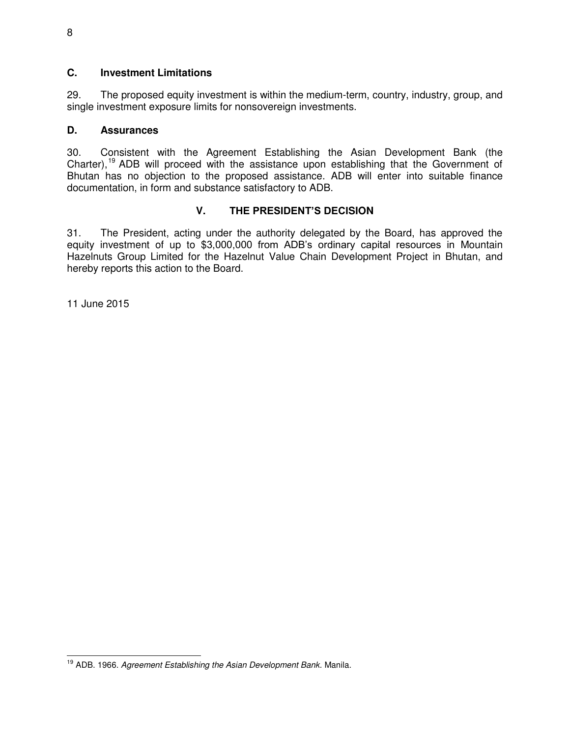### C. Investment Limitations

29. The proposed equity investment is within the medium-term, country, industry, group, and single investment exposure limits for nonsovereign investments.

### D. Assurances

30. Consistent with the Agreement Establishing the Asian Development Bank (the Charter),[19] ADB will proceed with the assistance upon establishing that the Government of Bhutan has no objection to the proposed assistance. ADB will enter into suitable finance documentation, in form and substance satisfactory to ADB.

## V. THE PRESIDENT'S DECISION

31. The President, acting under the authority delegated by the Board, has approved the equity investment of up to $3,000,000 from ADB's ordinary capital resources in Mountain Hazelnuts Group Limited for the Hazelnut Value Chain Development Project in Bhutan, and hereby reports this action to the Board.

11 June 2015

---

[19] ADB. 1966. *Agreement Establishing the Asian Development Bank*. Manila.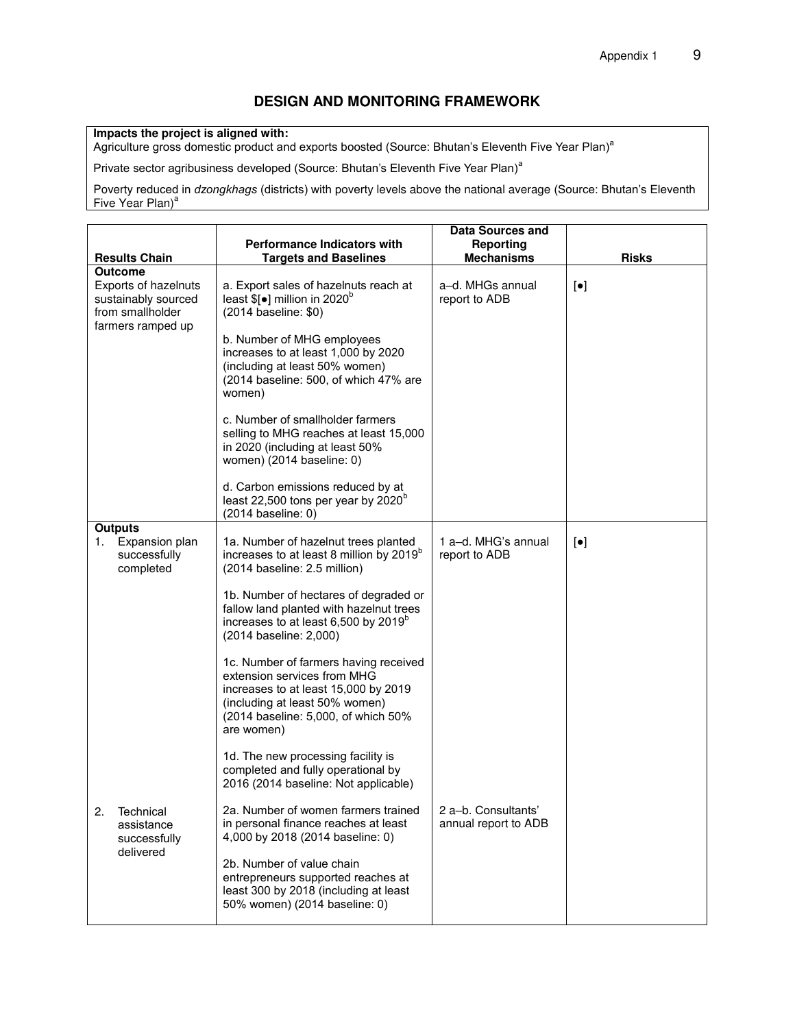# DESIGN AND MONITORING FRAMEWORK

| **Impacts the project is aligned with:** |
|---|
| Agriculture gross domestic product and exports boosted (Source: Bhutan's Eleventh Five Year Plan)[a] |
| Private sector agribusiness developed (Source: Bhutan's Eleventh Five Year Plan)[a] |
| Poverty reduced in *dzongkhags* (districts) with poverty levels above the national average (Source: Bhutan's Eleventh Five Year Plan)[a] |

| Results Chain | Performance Indicators with Targets and Baselines | Data Sources and Reporting Mechanisms | Risks |
|---|---|---|---|
| **Outcome**<br>Exports of hazelnuts sustainably sourced from smallholder farmers ramped up | a. Export sales of hazelnuts reach at least $[•] million in 2020[b] (2014 baseline: $0)<br><br>b. Number of MHG employees increases to at least 1,000 by 2020 (including at least 50% women) (2014 baseline: 500, of which 47% are women)<br><br>c. Number of smallholder farmers selling to MHG reaches at least 15,000 in 2020 (including at least 50% women) (2014 baseline: 0)<br><br>d. Carbon emissions reduced by at least 22,500 tons per year by 2020[b] (2014 baseline: 0) | a–d. MHGs annual report to ADB | [•] |
| **Outputs**<br>1. Expansion plan successfully completed | 1a. Number of hazelnut trees planted increases to at least 8 million by 2019[b] (2014 baseline: 2.5 million)<br><br>1b. Number of hectares of degraded or fallow land planted with hazelnut trees increases to at least 6,500 by 2019[b] (2014 baseline: 2,000)<br><br>1c. Number of farmers having received extension services from MHG increases to at least 15,000 by 2019 (including at least 50% women) (2014 baseline: 5,000, of which 50% are women)<br><br>1d. The new processing facility is completed and fully operational by 2016 (2014 baseline: Not applicable) | 1 a–d. MHG's annual report to ADB | [•] |
| 2. Technical assistance successfully delivered | 2a. Number of women farmers trained in personal finance reaches at least 4,000 by 2018 (2014 baseline: 0)<br><br>2b. Number of value chain entrepreneurs supported reaches at least 300 by 2018 (including at least 50% women) (2014 baseline: 0) | 2 a–b. Consultants' annual report to ADB | |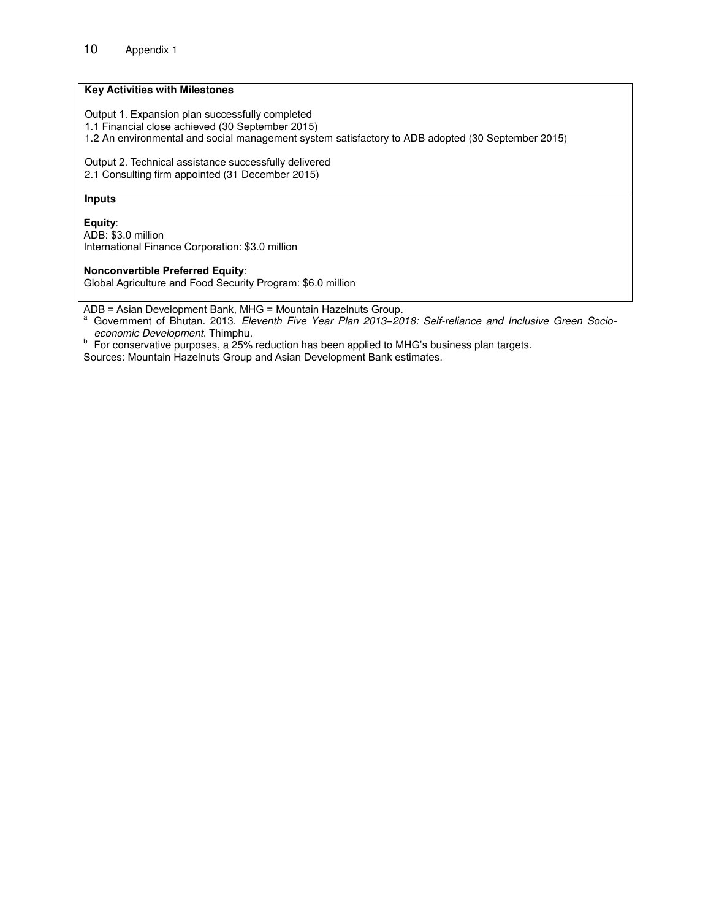**Key Activities with Milestones**

Output 1. Expansion plan successfully completed
1.1 Financial close achieved (30 September 2015)
1.2 An environmental and social management system satisfactory to ADB adopted (30 September 2015)

Output 2. Technical assistance successfully delivered
2.1 Consulting firm appointed (31 December 2015)

**Inputs**

**Equity**:
ADB: $3.0 million
International Finance Corporation: $3.0 million

**Nonconvertible Preferred Equity**:
Global Agriculture and Food Security Program: $6.0 million

ADB = Asian Development Bank, MHG = Mountain Hazelnuts Group.
[a] Government of Bhutan. 2013. *Eleventh Five Year Plan 2013–2018: Self-reliance and Inclusive Green Socio-economic Development*. Thimphu.
[b] For conservative purposes, a 25% reduction has been applied to MHG's business plan targets.
Sources: Mountain Hazelnuts Group and Asian Development Bank estimates.